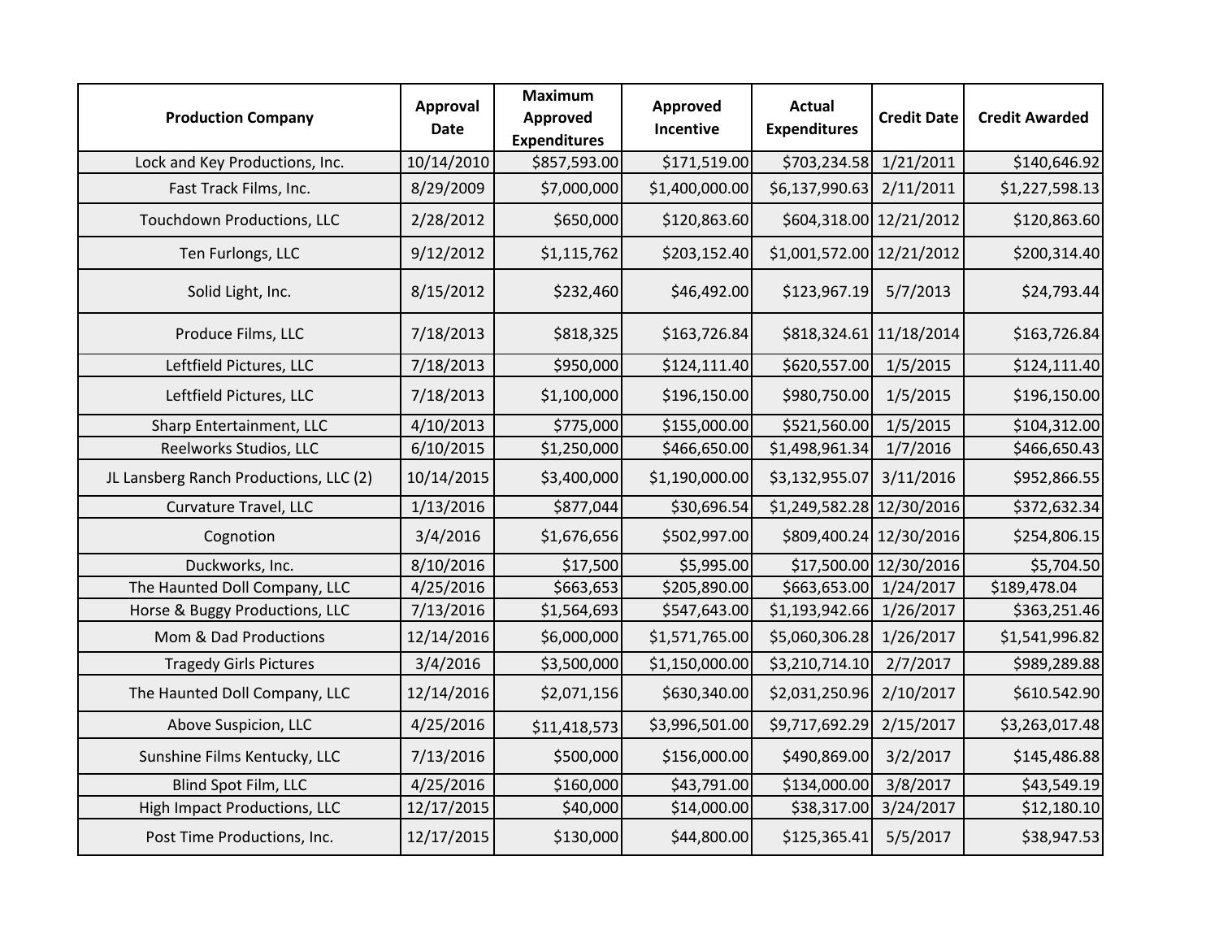| Production Company | Approval Date | Maximum Approved Expenditures | Approved Incentive | Actual Expenditures | Credit Date | Credit Awarded |
|---|---|---|---|---|---|---|
| Lock and Key Productions, Inc. | 10/14/2010 | $857,593.00 | $171,519.00 | $703,234.58 | 1/21/2011 | $140,646.92 |
| Fast Track Films, Inc. | 8/29/2009 | $7,000,000 | $1,400,000.00 | $6,137,990.63 | 2/11/2011 | $1,227,598.13 |
| Touchdown Productions, LLC | 2/28/2012 | $650,000 | $120,863.60 | $604,318.00 | 12/21/2012 | $120,863.60 |
| Ten Furlongs, LLC | 9/12/2012 | $1,115,762 | $203,152.40 | $1,001,572.00 | 12/21/2012 | $200,314.40 |
| Solid Light, Inc. | 8/15/2012 | $232,460 | $46,492.00 | $123,967.19 | 5/7/2013 | $24,793.44 |
| Produce Films, LLC | 7/18/2013 | $818,325 | $163,726.84 | $818,324.61 | 11/18/2014 | $163,726.84 |
| Leftfield Pictures, LLC | 7/18/2013 | $950,000 | $124,111.40 | $620,557.00 | 1/5/2015 | $124,111.40 |
| Leftfield Pictures, LLC | 7/18/2013 | $1,100,000 | $196,150.00 | $980,750.00 | 1/5/2015 | $196,150.00 |
| Sharp Entertainment, LLC | 4/10/2013 | $775,000 | $155,000.00 | $521,560.00 | 1/5/2015 | $104,312.00 |
| Reelworks Studios, LLC | 6/10/2015 | $1,250,000 | $466,650.00 | $1,498,961.34 | 1/7/2016 | $466,650.43 |
| JL Lansberg Ranch Productions, LLC (2) | 10/14/2015 | $3,400,000 | $1,190,000.00 | $3,132,955.07 | 3/11/2016 | $952,866.55 |
| Curvature Travel, LLC | 1/13/2016 | $877,044 | $30,696.54 | $1,249,582.28 | 12/30/2016 | $372,632.34 |
| Cognotion | 3/4/2016 | $1,676,656 | $502,997.00 | $809,400.24 | 12/30/2016 | $254,806.15 |
| Duckworks, Inc. | 8/10/2016 | $17,500 | $5,995.00 | $17,500.00 | 12/30/2016 | $5,704.50 |
| The Haunted Doll Company, LLC | 4/25/2016 | $663,653 | $205,890.00 | $663,653.00 | 1/24/2017 | $189,478.04 |
| Horse & Buggy Productions, LLC | 7/13/2016 | $1,564,693 | $547,643.00 | $1,193,942.66 | 1/26/2017 | $363,251.46 |
| Mom & Dad Productions | 12/14/2016 | $6,000,000 | $1,571,765.00 | $5,060,306.28 | 1/26/2017 | $1,541,996.82 |
| Tragedy Girls Pictures | 3/4/2016 | $3,500,000 | $1,150,000.00 | $3,210,714.10 | 2/7/2017 | $989,289.88 |
| The Haunted Doll Company, LLC | 12/14/2016 | $2,071,156 | $630,340.00 | $2,031,250.96 | 2/10/2017 | $610.542.90 |
| Above Suspicion, LLC | 4/25/2016 | $11,418,573 | $3,996,501.00 | $9,717,692.29 | 2/15/2017 | $3,263,017.48 |
| Sunshine Films Kentucky, LLC | 7/13/2016 | $500,000 | $156,000.00 | $490,869.00 | 3/2/2017 | $145,486.88 |
| Blind Spot Film, LLC | 4/25/2016 | $160,000 | $43,791.00 | $134,000.00 | 3/8/2017 | $43,549.19 |
| High Impact Productions, LLC | 12/17/2015 | $40,000 | $14,000.00 | $38,317.00 | 3/24/2017 | $12,180.10 |
| Post Time Productions, Inc. | 12/17/2015 | $130,000 | $44,800.00 | $125,365.41 | 5/5/2017 | $38,947.53 |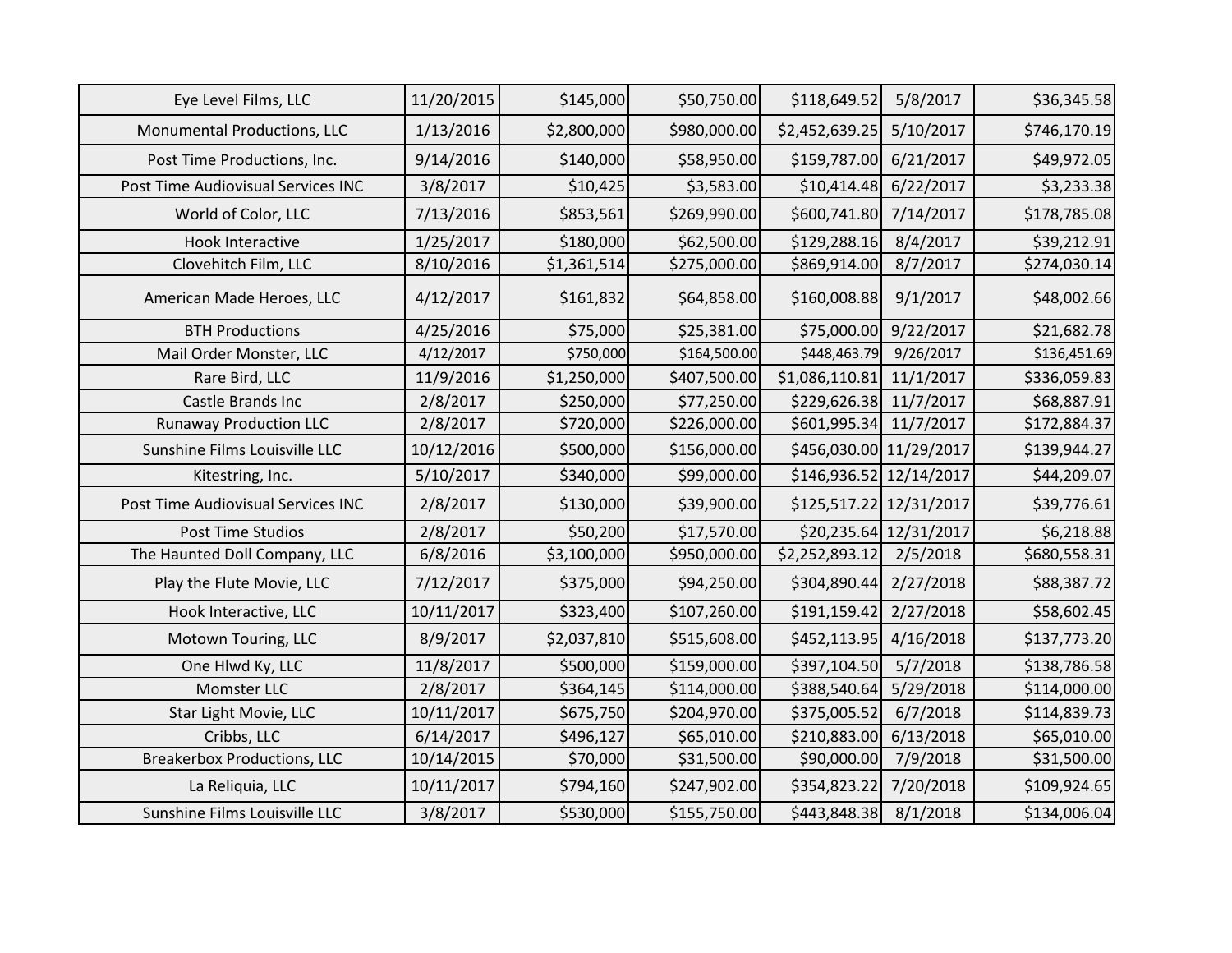| | | | | | | |
|---|---|---|---|---|---|---|
| Eye Level Films, LLC | 11/20/2015 | $145,000 | $50,750.00 | $118,649.52 | 5/8/2017 | $36,345.58 |
| Monumental Productions, LLC | 1/13/2016 | $2,800,000 | $980,000.00 | $2,452,639.25 | 5/10/2017 | $746,170.19 |
| Post Time Productions, Inc. | 9/14/2016 | $140,000 | $58,950.00 | $159,787.00 | 6/21/2017 | $49,972.05 |
| Post Time Audiovisual Services INC | 3/8/2017 | $10,425 | $3,583.00 | $10,414.48 | 6/22/2017 | $3,233.38 |
| World of Color, LLC | 7/13/2016 | $853,561 | $269,990.00 | $600,741.80 | 7/14/2017 | $178,785.08 |
| Hook Interactive | 1/25/2017 | $180,000 | $62,500.00 | $129,288.16 | 8/4/2017 | $39,212.91 |
| Clovehitch Film, LLC | 8/10/2016 | $1,361,514 | $275,000.00 | $869,914.00 | 8/7/2017 | $274,030.14 |
| American Made Heroes, LLC | 4/12/2017 | $161,832 | $64,858.00 | $160,008.88 | 9/1/2017 | $48,002.66 |
| BTH Productions | 4/25/2016 | $75,000 | $25,381.00 | $75,000.00 | 9/22/2017 | $21,682.78 |
| Mail Order Monster, LLC | 4/12/2017 | $750,000 | $164,500.00 | $448,463.79 | 9/26/2017 | $136,451.69 |
| Rare Bird, LLC | 11/9/2016 | $1,250,000 | $407,500.00 | $1,086,110.81 | 11/1/2017 | $336,059.83 |
| Castle Brands Inc | 2/8/2017 | $250,000 | $77,250.00 | $229,626.38 | 11/7/2017 | $68,887.91 |
| Runaway Production LLC | 2/8/2017 | $720,000 | $226,000.00 | $601,995.34 | 11/7/2017 | $172,884.37 |
| Sunshine Films Louisville LLC | 10/12/2016 | $500,000 | $156,000.00 | $456,030.00 | 11/29/2017 | $139,944.27 |
| Kitestring, Inc. | 5/10/2017 | $340,000 | $99,000.00 | $146,936.52 | 12/14/2017 | $44,209.07 |
| Post Time Audiovisual Services INC | 2/8/2017 | $130,000 | $39,900.00 | $125,517.22 | 12/31/2017 | $39,776.61 |
| Post Time Studios | 2/8/2017 | $50,200 | $17,570.00 | $20,235.64 | 12/31/2017 | $6,218.88 |
| The Haunted Doll Company, LLC | 6/8/2016 | $3,100,000 | $950,000.00 | $2,252,893.12 | 2/5/2018 | $680,558.31 |
| Play the Flute Movie, LLC | 7/12/2017 | $375,000 | $94,250.00 | $304,890.44 | 2/27/2018 | $88,387.72 |
| Hook Interactive, LLC | 10/11/2017 | $323,400 | $107,260.00 | $191,159.42 | 2/27/2018 | $58,602.45 |
| Motown Touring, LLC | 8/9/2017 | $2,037,810 | $515,608.00 | $452,113.95 | 4/16/2018 | $137,773.20 |
| One Hlwd Ky, LLC | 11/8/2017 | $500,000 | $159,000.00 | $397,104.50 | 5/7/2018 | $138,786.58 |
| Momster LLC | 2/8/2017 | $364,145 | $114,000.00 | $388,540.64 | 5/29/2018 | $114,000.00 |
| Star Light Movie, LLC | 10/11/2017 | $675,750 | $204,970.00 | $375,005.52 | 6/7/2018 | $114,839.73 |
| Cribbs, LLC | 6/14/2017 | $496,127 | $65,010.00 | $210,883.00 | 6/13/2018 | $65,010.00 |
| Breakerbox Productions, LLC | 10/14/2015 | $70,000 | $31,500.00 | $90,000.00 | 7/9/2018 | $31,500.00 |
| La Reliquia, LLC | 10/11/2017 | $794,160 | $247,902.00 | $354,823.22 | 7/20/2018 | $109,924.65 |
| Sunshine Films Louisville LLC | 3/8/2017 | $530,000 | $155,750.00 | $443,848.38 | 8/1/2018 | $134,006.04 |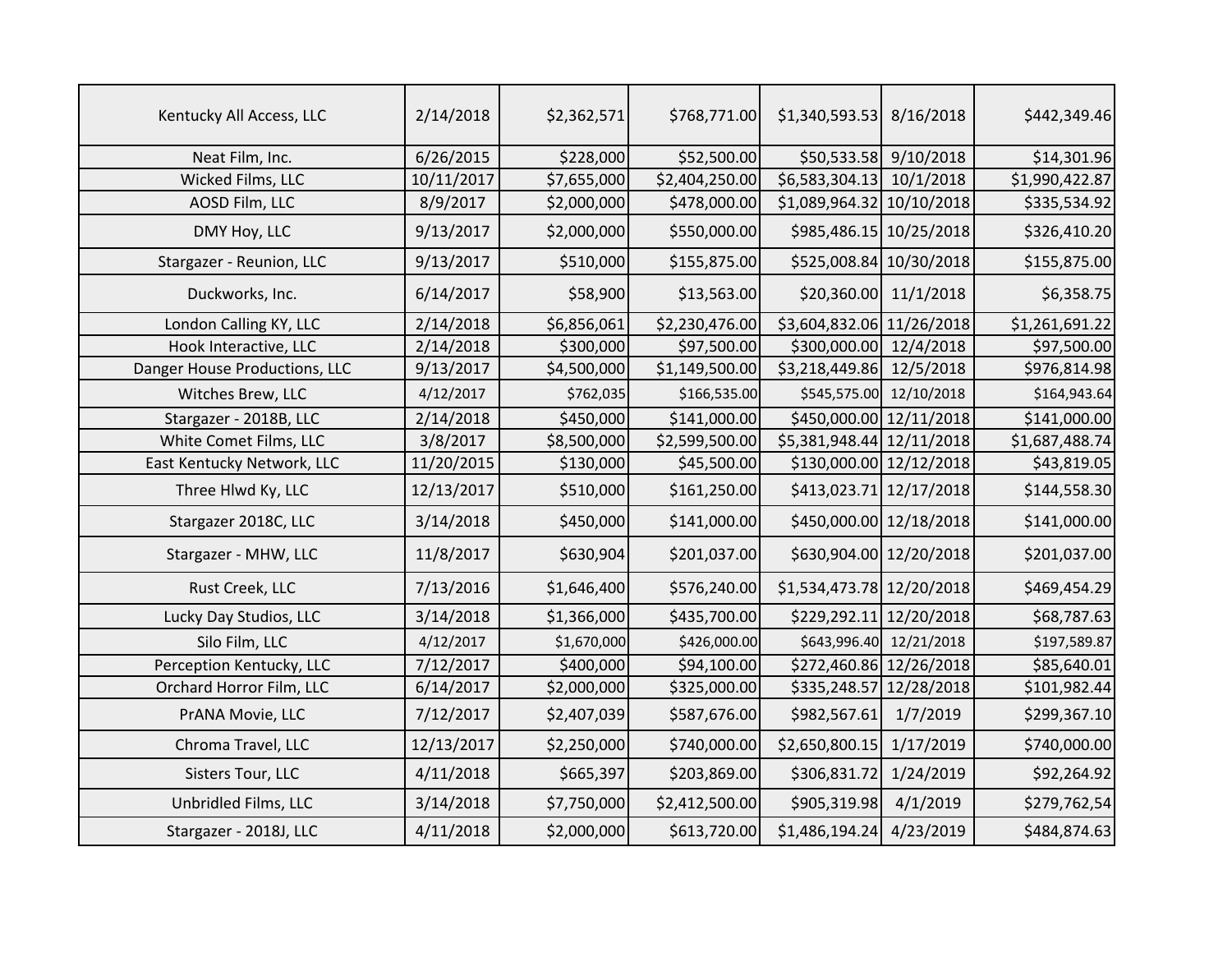| | | | | | | |
|---|---|---|---|---|---|---|
| Kentucky All Access, LLC | 2/14/2018 | $2,362,571 | $768,771.00 | $1,340,593.53 | 8/16/2018 | $442,349.46 |
| Neat Film, Inc. | 6/26/2015 | $228,000 | $52,500.00 | $50,533.58 | 9/10/2018 | $14,301.96 |
| Wicked Films, LLC | 10/11/2017 | $7,655,000 | $2,404,250.00 | $6,583,304.13 | 10/1/2018 | $1,990,422.87 |
| AOSD Film, LLC | 8/9/2017 | $2,000,000 | $478,000.00 | $1,089,964.32 | 10/10/2018 | $335,534.92 |
| DMY Hoy, LLC | 9/13/2017 | $2,000,000 | $550,000.00 | $985,486.15 | 10/25/2018 | $326,410.20 |
| Stargazer - Reunion, LLC | 9/13/2017 | $510,000 | $155,875.00 | $525,008.84 | 10/30/2018 | $155,875.00 |
| Duckworks, Inc. | 6/14/2017 | $58,900 | $13,563.00 | $20,360.00 | 11/1/2018 | $6,358.75 |
| London Calling KY, LLC | 2/14/2018 | $6,856,061 | $2,230,476.00 | $3,604,832.06 | 11/26/2018 | $1,261,691.22 |
| Hook Interactive, LLC | 2/14/2018 | $300,000 | $97,500.00 | $300,000.00 | 12/4/2018 | $97,500.00 |
| Danger House Productions, LLC | 9/13/2017 | $4,500,000 | $1,149,500.00 | $3,218,449.86 | 12/5/2018 | $976,814.98 |
| Witches Brew, LLC | 4/12/2017 | $762,035 | $166,535.00 | $545,575.00 | 12/10/2018 | $164,943.64 |
| Stargazer - 2018B, LLC | 2/14/2018 | $450,000 | $141,000.00 | $450,000.00 | 12/11/2018 | $141,000.00 |
| White Comet Films, LLC | 3/8/2017 | $8,500,000 | $2,599,500.00 | $5,381,948.44 | 12/11/2018 | $1,687,488.74 |
| East Kentucky Network, LLC | 11/20/2015 | $130,000 | $45,500.00 | $130,000.00 | 12/12/2018 | $43,819.05 |
| Three Hlwd Ky, LLC | 12/13/2017 | $510,000 | $161,250.00 | $413,023.71 | 12/17/2018 | $144,558.30 |
| Stargazer 2018C, LLC | 3/14/2018 | $450,000 | $141,000.00 | $450,000.00 | 12/18/2018 | $141,000.00 |
| Stargazer - MHW, LLC | 11/8/2017 | $630,904 | $201,037.00 | $630,904.00 | 12/20/2018 | $201,037.00 |
| Rust Creek, LLC | 7/13/2016 | $1,646,400 | $576,240.00 | $1,534,473.78 | 12/20/2018 | $469,454.29 |
| Lucky Day Studios, LLC | 3/14/2018 | $1,366,000 | $435,700.00 | $229,292.11 | 12/20/2018 | $68,787.63 |
| Silo Film, LLC | 4/12/2017 | $1,670,000 | $426,000.00 | $643,996.40 | 12/21/2018 | $197,589.87 |
| Perception Kentucky, LLC | 7/12/2017 | $400,000 | $94,100.00 | $272,460.86 | 12/26/2018 | $85,640.01 |
| Orchard Horror Film, LLC | 6/14/2017 | $2,000,000 | $325,000.00 | $335,248.57 | 12/28/2018 | $101,982.44 |
| PrANA Movie, LLC | 7/12/2017 | $2,407,039 | $587,676.00 | $982,567.61 | 1/7/2019 | $299,367.10 |
| Chroma Travel, LLC | 12/13/2017 | $2,250,000 | $740,000.00 | $2,650,800.15 | 1/17/2019 | $740,000.00 |
| Sisters Tour, LLC | 4/11/2018 | $665,397 | $203,869.00 | $306,831.72 | 1/24/2019 | $92,264.92 |
| Unbridled Films, LLC | 3/14/2018 | $7,750,000 | $2,412,500.00 | $905,319.98 | 4/1/2019 | $279,762,54 |
| Stargazer - 2018J, LLC | 4/11/2018 | $2,000,000 | $613,720.00 | $1,486,194.24 | 4/23/2019 | $484,874.63 |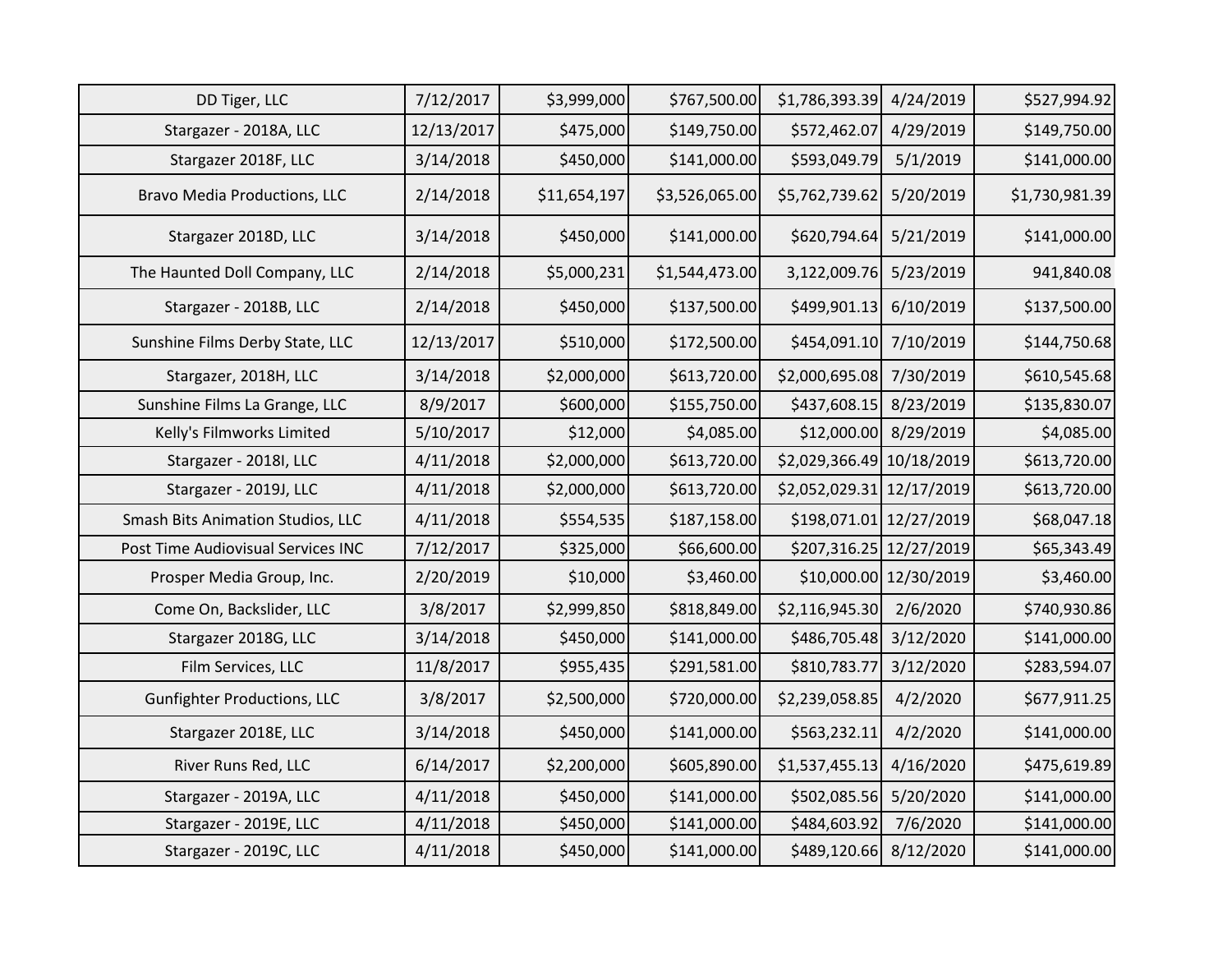| | | | | | | |
|---|---|---|---|---|---|---|
| DD Tiger, LLC | 7/12/2017 | $3,999,000 | $767,500.00 | $1,786,393.39 | 4/24/2019 | $527,994.92 |
| Stargazer - 2018A, LLC | 12/13/2017 | $475,000 | $149,750.00 | $572,462.07 | 4/29/2019 | $149,750.00 |
| Stargazer 2018F, LLC | 3/14/2018 | $450,000 | $141,000.00 | $593,049.79 | 5/1/2019 | $141,000.00 |
| Bravo Media Productions, LLC | 2/14/2018 | $11,654,197 | $3,526,065.00 | $5,762,739.62 | 5/20/2019 | $1,730,981.39 |
| Stargazer 2018D, LLC | 3/14/2018 | $450,000 | $141,000.00 | $620,794.64 | 5/21/2019 | $141,000.00 |
| The Haunted Doll Company, LLC | 2/14/2018 | $5,000,231 | $1,544,473.00 | 3,122,009.76 | 5/23/2019 | 941,840.08 |
| Stargazer - 2018B, LLC | 2/14/2018 | $450,000 | $137,500.00 | $499,901.13 | 6/10/2019 | $137,500.00 |
| Sunshine Films Derby State, LLC | 12/13/2017 | $510,000 | $172,500.00 | $454,091.10 | 7/10/2019 | $144,750.68 |
| Stargazer, 2018H, LLC | 3/14/2018 | $2,000,000 | $613,720.00 | $2,000,695.08 | 7/30/2019 | $610,545.68 |
| Sunshine Films La Grange, LLC | 8/9/2017 | $600,000 | $155,750.00 | $437,608.15 | 8/23/2019 | $135,830.07 |
| Kelly's Filmworks Limited | 5/10/2017 | $12,000 | $4,085.00 | $12,000.00 | 8/29/2019 | $4,085.00 |
| Stargazer - 2018I, LLC | 4/11/2018 | $2,000,000 | $613,720.00 | $2,029,366.49 | 10/18/2019 | $613,720.00 |
| Stargazer - 2019J, LLC | 4/11/2018 | $2,000,000 | $613,720.00 | $2,052,029.31 | 12/17/2019 | $613,720.00 |
| Smash Bits Animation Studios, LLC | 4/11/2018 | $554,535 | $187,158.00 | $198,071.01 | 12/27/2019 | $68,047.18 |
| Post Time Audiovisual Services INC | 7/12/2017 | $325,000 | $66,600.00 | $207,316.25 | 12/27/2019 | $65,343.49 |
| Prosper Media Group, Inc. | 2/20/2019 | $10,000 | $3,460.00 | $10,000.00 | 12/30/2019 | $3,460.00 |
| Come On, Backslider, LLC | 3/8/2017 | $2,999,850 | $818,849.00 | $2,116,945.30 | 2/6/2020 | $740,930.86 |
| Stargazer 2018G, LLC | 3/14/2018 | $450,000 | $141,000.00 | $486,705.48 | 3/12/2020 | $141,000.00 |
| Film Services, LLC | 11/8/2017 | $955,435 | $291,581.00 | $810,783.77 | 3/12/2020 | $283,594.07 |
| Gunfighter Productions, LLC | 3/8/2017 | $2,500,000 | $720,000.00 | $2,239,058.85 | 4/2/2020 | $677,911.25 |
| Stargazer 2018E, LLC | 3/14/2018 | $450,000 | $141,000.00 | $563,232.11 | 4/2/2020 | $141,000.00 |
| River Runs Red, LLC | 6/14/2017 | $2,200,000 | $605,890.00 | $1,537,455.13 | 4/16/2020 | $475,619.89 |
| Stargazer - 2019A, LLC | 4/11/2018 | $450,000 | $141,000.00 | $502,085.56 | 5/20/2020 | $141,000.00 |
| Stargazer - 2019E, LLC | 4/11/2018 | $450,000 | $141,000.00 | $484,603.92 | 7/6/2020 | $141,000.00 |
| Stargazer - 2019C, LLC | 4/11/2018 | $450,000 | $141,000.00 | $489,120.66 | 8/12/2020 | $141,000.00 |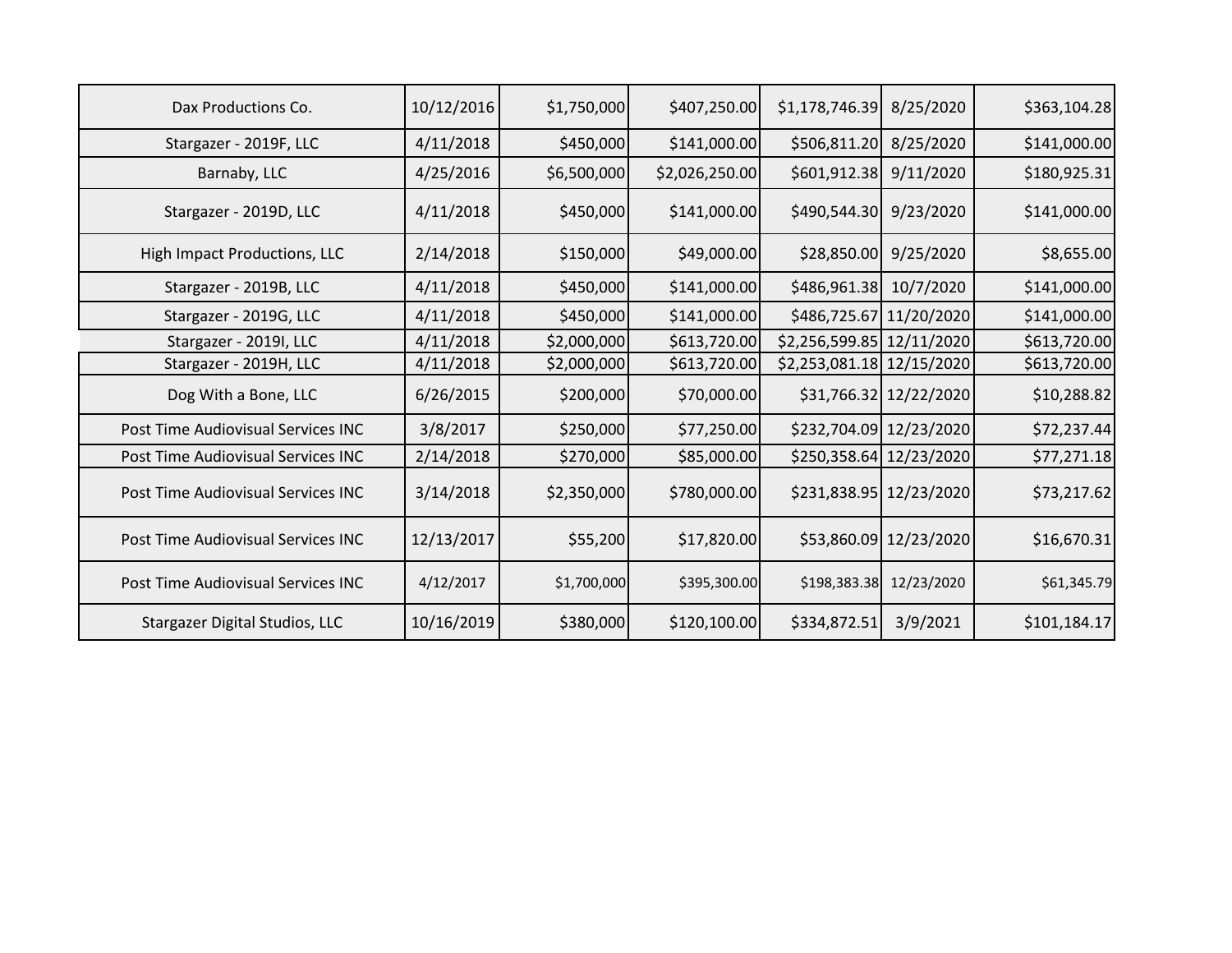| | | | | | | |
|---|---|---|---|---|---|---|
| Dax Productions Co. | 10/12/2016 | $1,750,000 | $407,250.00 | $1,178,746.39 | 8/25/2020 | $363,104.28 |
| Stargazer - 2019F, LLC | 4/11/2018 | $450,000 | $141,000.00 | $506,811.20 | 8/25/2020 | $141,000.00 |
| Barnaby, LLC | 4/25/2016 | $6,500,000 | $2,026,250.00 | $601,912.38 | 9/11/2020 | $180,925.31 |
| Stargazer - 2019D, LLC | 4/11/2018 | $450,000 | $141,000.00 | $490,544.30 | 9/23/2020 | $141,000.00 |
| High Impact Productions, LLC | 2/14/2018 | $150,000 | $49,000.00 | $28,850.00 | 9/25/2020 | $8,655.00 |
| Stargazer - 2019B, LLC | 4/11/2018 | $450,000 | $141,000.00 | $486,961.38 | 10/7/2020 | $141,000.00 |
| Stargazer - 2019G, LLC | 4/11/2018 | $450,000 | $141,000.00 | $486,725.67 | 11/20/2020 | $141,000.00 |
| Stargazer - 2019I, LLC | 4/11/2018 | $2,000,000 | $613,720.00 | $2,256,599.85 | 12/11/2020 | $613,720.00 |
| Stargazer - 2019H, LLC | 4/11/2018 | $2,000,000 | $613,720.00 | $2,253,081.18 | 12/15/2020 | $613,720.00 |
| Dog With a Bone, LLC | 6/26/2015 | $200,000 | $70,000.00 | $31,766.32 | 12/22/2020 | $10,288.82 |
| Post Time Audiovisual Services INC | 3/8/2017 | $250,000 | $77,250.00 | $232,704.09 | 12/23/2020 | $72,237.44 |
| Post Time Audiovisual Services INC | 2/14/2018 | $270,000 | $85,000.00 | $250,358.64 | 12/23/2020 | $77,271.18 |
| Post Time Audiovisual Services INC | 3/14/2018 | $2,350,000 | $780,000.00 | $231,838.95 | 12/23/2020 | $73,217.62 |
| Post Time Audiovisual Services INC | 12/13/2017 | $55,200 | $17,820.00 | $53,860.09 | 12/23/2020 | $16,670.31 |
| Post Time Audiovisual Services INC | 4/12/2017 | $1,700,000 | $395,300.00 | $198,383.38 | 12/23/2020 | $61,345.79 |
| Stargazer Digital Studios, LLC | 10/16/2019 | $380,000 | $120,100.00 | $334,872.51 | 3/9/2021 | $101,184.17 |